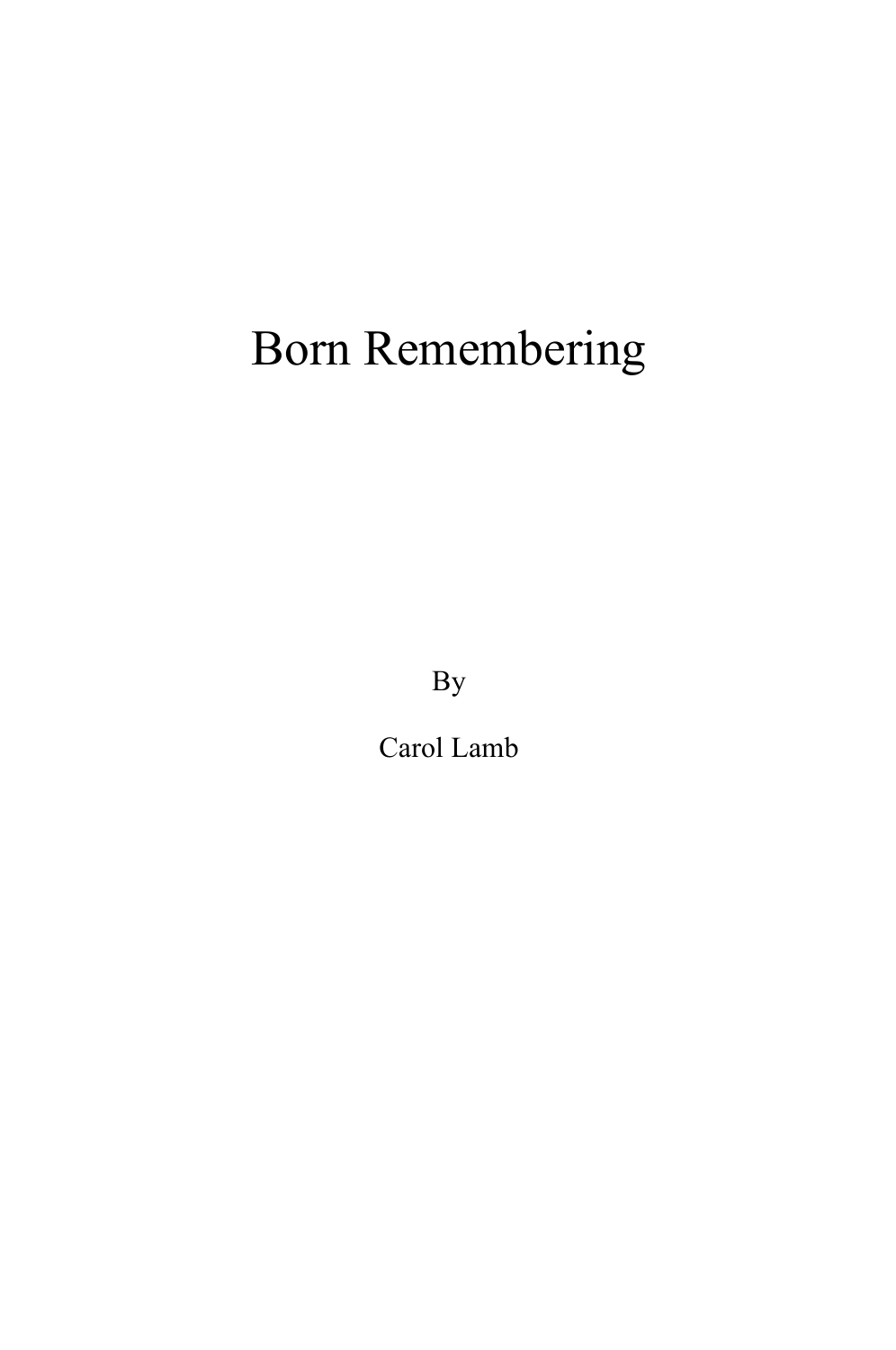# Born Remembering

By

Carol Lamb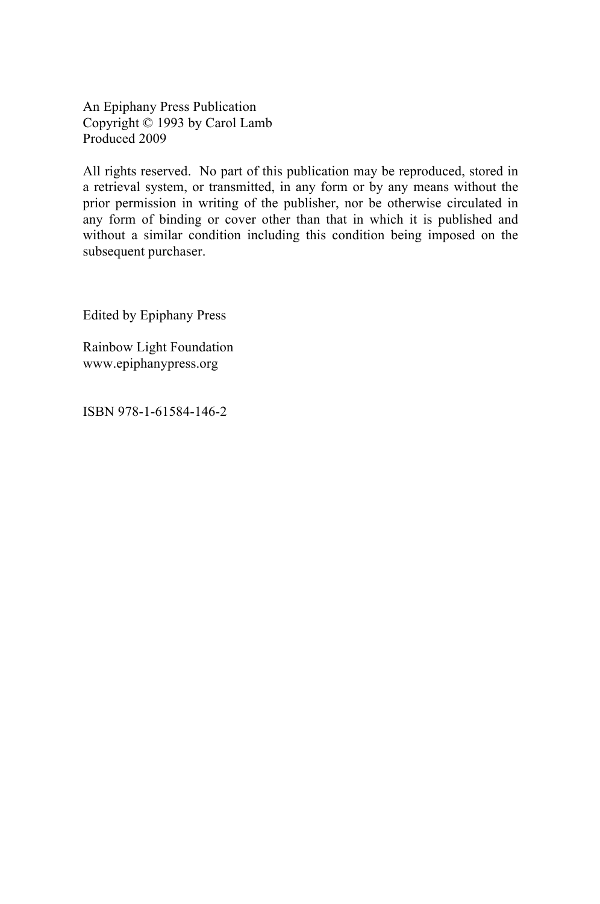An Epiphany Press Publication
Copyright © 1993 by Carol Lamb
Produced 2009

All rights reserved. No part of this publication may be reproduced, stored in a retrieval system, or transmitted, in any form or by any means without the prior permission in writing of the publisher, nor be otherwise circulated in any form of binding or cover other than that in which it is published and without a similar condition including this condition being imposed on the subsequent purchaser.

Edited by Epiphany Press

Rainbow Light Foundation
www.epiphanypress.org

ISBN 978-1-61584-146-2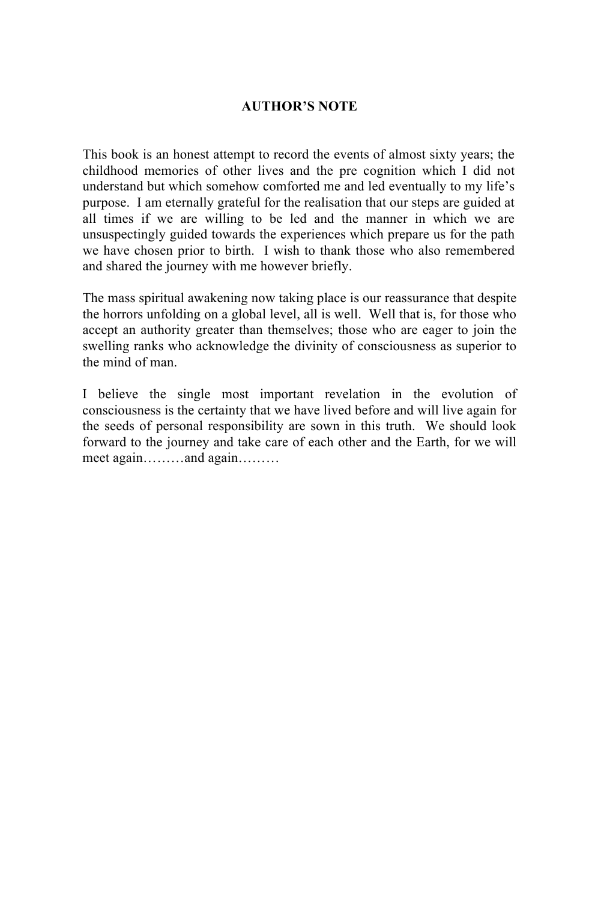# AUTHOR'S NOTE

This book is an honest attempt to record the events of almost sixty years; the childhood memories of other lives and the pre cognition which I did not understand but which somehow comforted me and led eventually to my life's purpose. I am eternally grateful for the realisation that our steps are guided at all times if we are willing to be led and the manner in which we are unsuspectingly guided towards the experiences which prepare us for the path we have chosen prior to birth. I wish to thank those who also remembered and shared the journey with me however briefly.

The mass spiritual awakening now taking place is our reassurance that despite the horrors unfolding on a global level, all is well. Well that is, for those who accept an authority greater than themselves; those who are eager to join the swelling ranks who acknowledge the divinity of consciousness as superior to the mind of man.

I believe the single most important revelation in the evolution of consciousness is the certainty that we have lived before and will live again for the seeds of personal responsibility are sown in this truth. We should look forward to the journey and take care of each other and the Earth, for we will meet again………and again………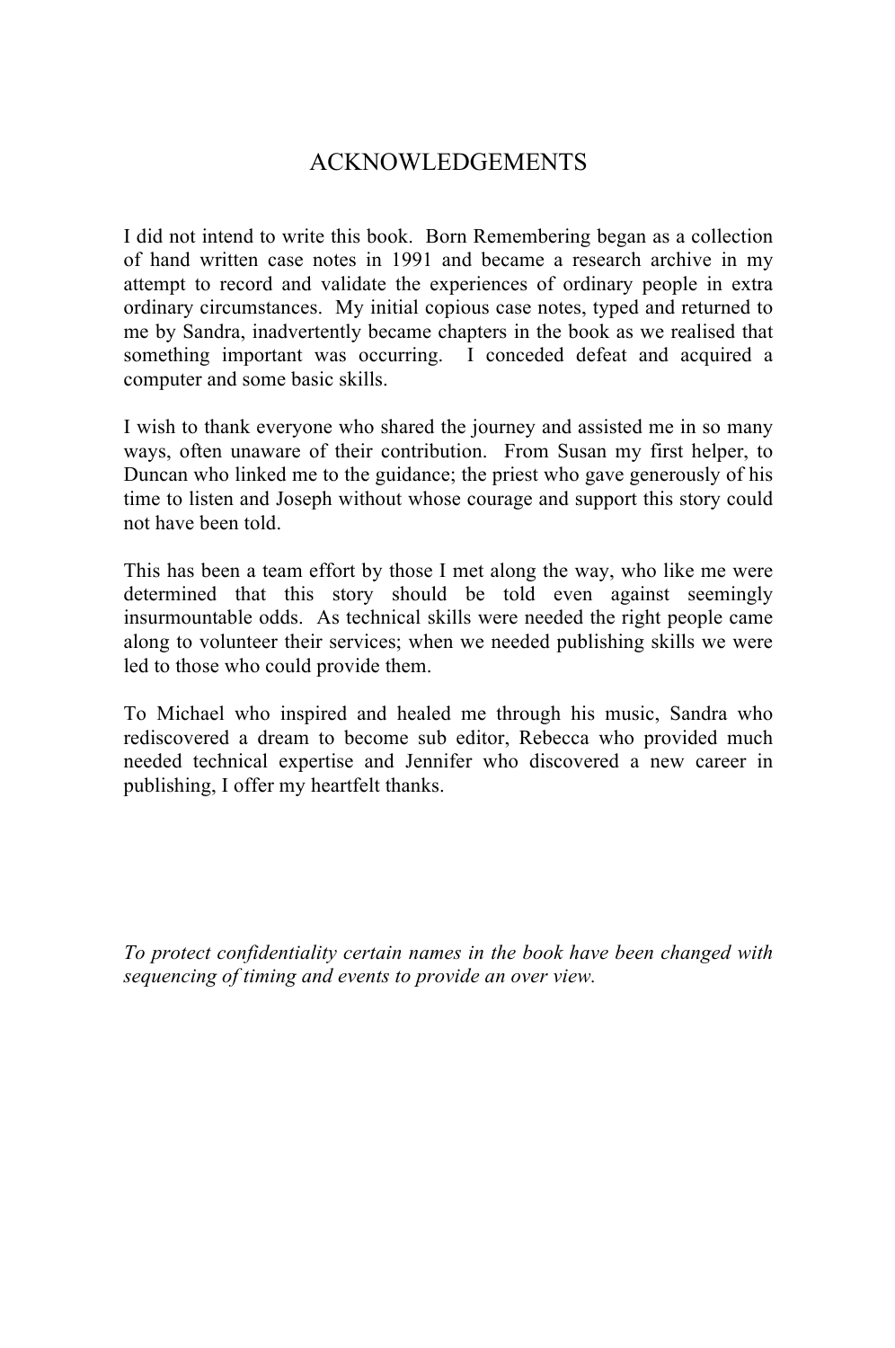# ACKNOWLEDGEMENTS

I did not intend to write this book. Born Remembering began as a collection of hand written case notes in 1991 and became a research archive in my attempt to record and validate the experiences of ordinary people in extra ordinary circumstances. My initial copious case notes, typed and returned to me by Sandra, inadvertently became chapters in the book as we realised that something important was occurring. I conceded defeat and acquired a computer and some basic skills.

I wish to thank everyone who shared the journey and assisted me in so many ways, often unaware of their contribution. From Susan my first helper, to Duncan who linked me to the guidance; the priest who gave generously of his time to listen and Joseph without whose courage and support this story could not have been told.

This has been a team effort by those I met along the way, who like me were determined that this story should be told even against seemingly insurmountable odds. As technical skills were needed the right people came along to volunteer their services; when we needed publishing skills we were led to those who could provide them.

To Michael who inspired and healed me through his music, Sandra who rediscovered a dream to become sub editor, Rebecca who provided much needed technical expertise and Jennifer who discovered a new career in publishing, I offer my heartfelt thanks.

*To protect confidentiality certain names in the book have been changed with sequencing of timing and events to provide an over view.*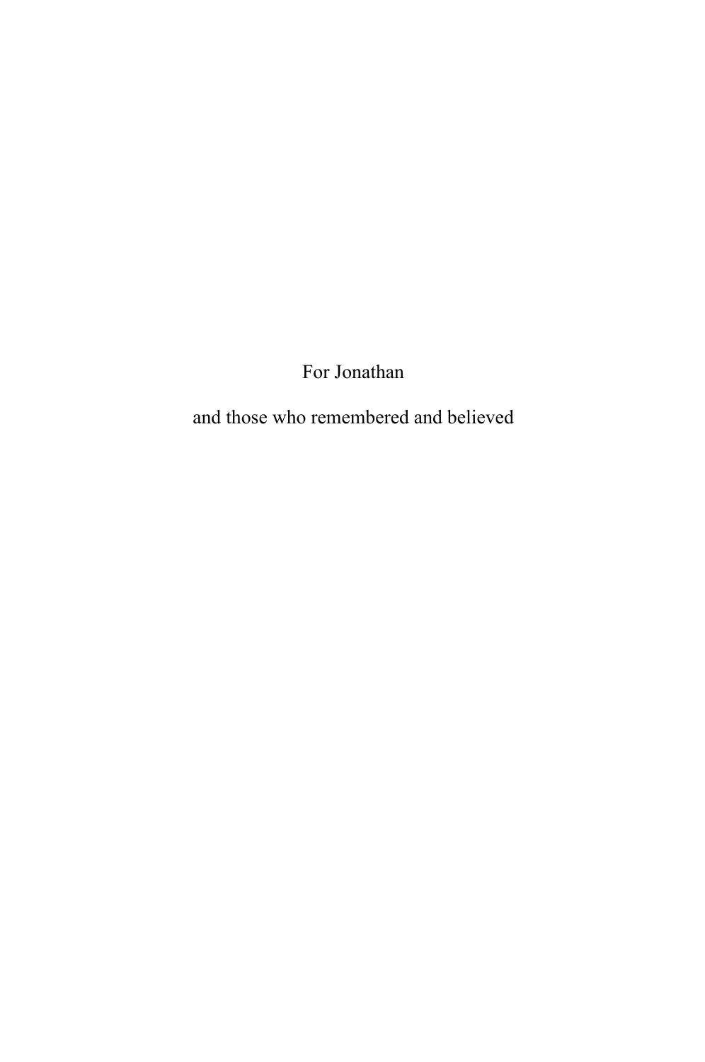For Jonathan

and those who remembered and believed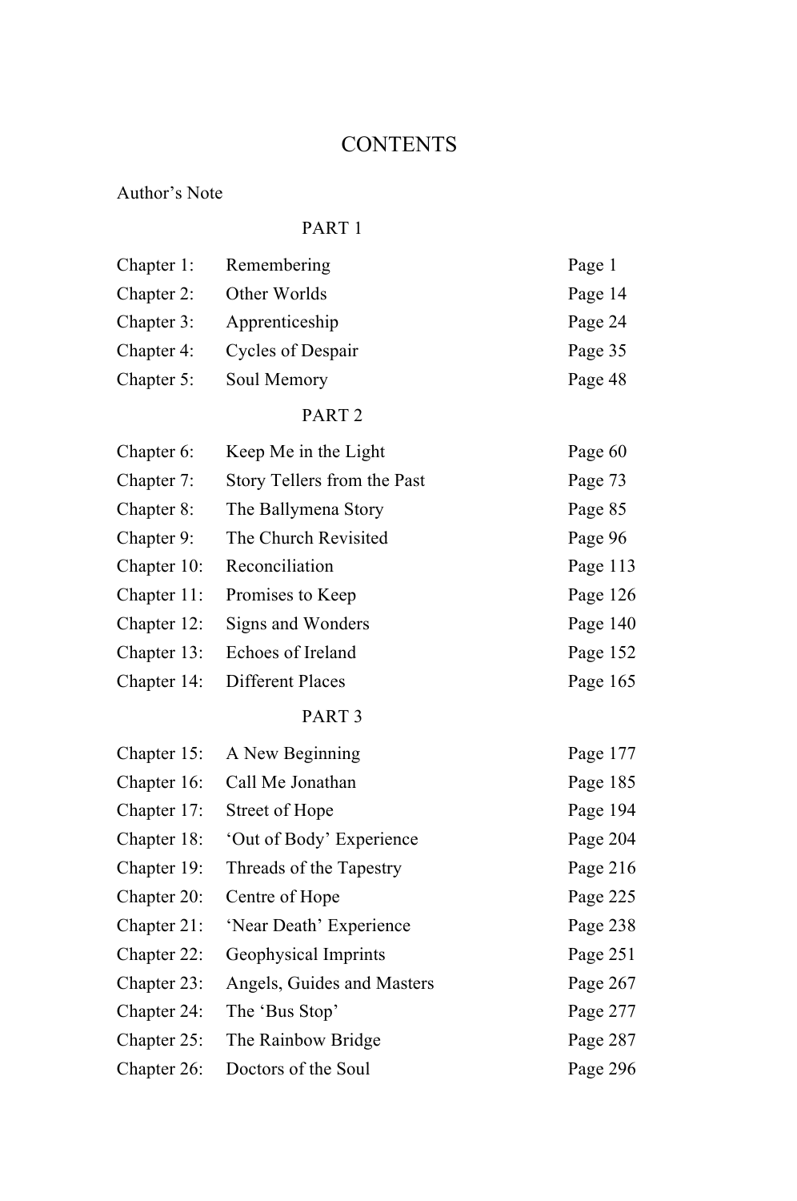# CONTENTS

Author's Note

## PART 1

| | | |
|---|---|---|
| Chapter 1: | Remembering | Page 1 |
| Chapter 2: | Other Worlds | Page 14 |
| Chapter 3: | Apprenticeship | Page 24 |
| Chapter 4: | Cycles of Despair | Page 35 |
| Chapter 5: | Soul Memory | Page 48 |

## PART 2

| | | |
|---|---|---|
| Chapter 6: | Keep Me in the Light | Page 60 |
| Chapter 7: | Story Tellers from the Past | Page 73 |
| Chapter 8: | The Ballymena Story | Page 85 |
| Chapter 9: | The Church Revisited | Page 96 |
| Chapter 10: | Reconciliation | Page 113 |
| Chapter 11: | Promises to Keep | Page 126 |
| Chapter 12: | Signs and Wonders | Page 140 |
| Chapter 13: | Echoes of Ireland | Page 152 |
| Chapter 14: | Different Places | Page 165 |

## PART 3

| | | |
|---|---|---|
| Chapter 15: | A New Beginning | Page 177 |
| Chapter 16: | Call Me Jonathan | Page 185 |
| Chapter 17: | Street of Hope | Page 194 |
| Chapter 18: | 'Out of Body' Experience | Page 204 |
| Chapter 19: | Threads of the Tapestry | Page 216 |
| Chapter 20: | Centre of Hope | Page 225 |
| Chapter 21: | 'Near Death' Experience | Page 238 |
| Chapter 22: | Geophysical Imprints | Page 251 |
| Chapter 23: | Angels, Guides and Masters | Page 267 |
| Chapter 24: | The 'Bus Stop' | Page 277 |
| Chapter 25: | The Rainbow Bridge | Page 287 |
| Chapter 26: | Doctors of the Soul | Page 296 |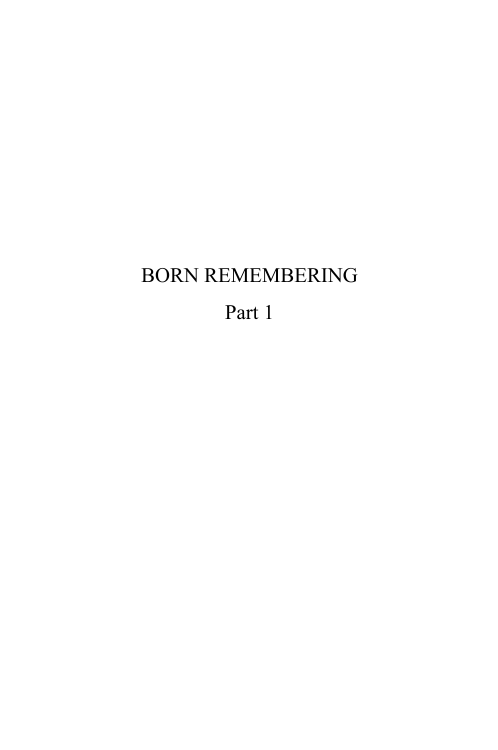# BORN REMEMBERING

## Part 1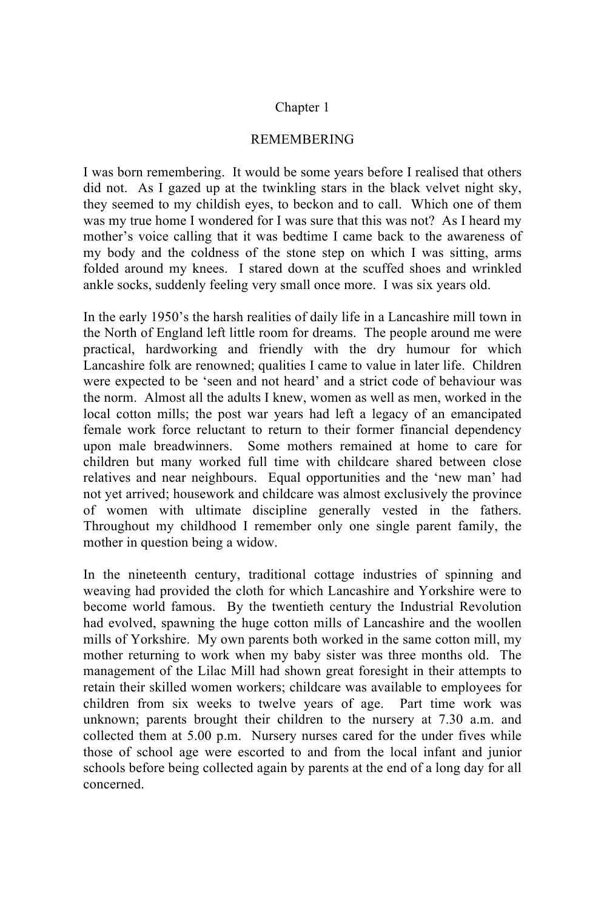# Chapter 1

## REMEMBERING

I was born remembering. It would be some years before I realised that others did not. As I gazed up at the twinkling stars in the black velvet night sky, they seemed to my childish eyes, to beckon and to call. Which one of them was my true home I wondered for I was sure that this was not? As I heard my mother's voice calling that it was bedtime I came back to the awareness of my body and the coldness of the stone step on which I was sitting, arms folded around my knees. I stared down at the scuffed shoes and wrinkled ankle socks, suddenly feeling very small once more. I was six years old.

In the early 1950's the harsh realities of daily life in a Lancashire mill town in the North of England left little room for dreams. The people around me were practical, hardworking and friendly with the dry humour for which Lancashire folk are renowned; qualities I came to value in later life. Children were expected to be 'seen and not heard' and a strict code of behaviour was the norm. Almost all the adults I knew, women as well as men, worked in the local cotton mills; the post war years had left a legacy of an emancipated female work force reluctant to return to their former financial dependency upon male breadwinners. Some mothers remained at home to care for children but many worked full time with childcare shared between close relatives and near neighbours. Equal opportunities and the 'new man' had not yet arrived; housework and childcare was almost exclusively the province of women with ultimate discipline generally vested in the fathers. Throughout my childhood I remember only one single parent family, the mother in question being a widow.

In the nineteenth century, traditional cottage industries of spinning and weaving had provided the cloth for which Lancashire and Yorkshire were to become world famous. By the twentieth century the Industrial Revolution had evolved, spawning the huge cotton mills of Lancashire and the woollen mills of Yorkshire. My own parents both worked in the same cotton mill, my mother returning to work when my baby sister was three months old. The management of the Lilac Mill had shown great foresight in their attempts to retain their skilled women workers; childcare was available to employees for children from six weeks to twelve years of age. Part time work was unknown; parents brought their children to the nursery at 7.30 a.m. and collected them at 5.00 p.m. Nursery nurses cared for the under fives while those of school age were escorted to and from the local infant and junior schools before being collected again by parents at the end of a long day for all concerned.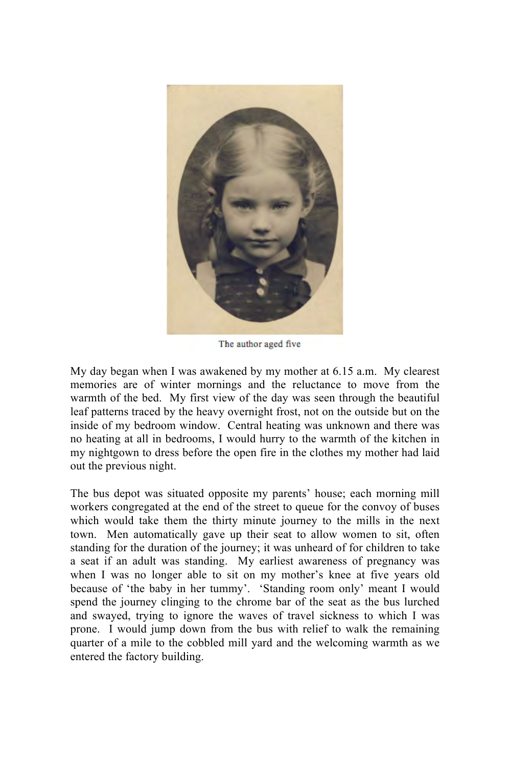The author aged five

My day began when I was awakened by my mother at 6.15 a.m. My clearest memories are of winter mornings and the reluctance to move from the warmth of the bed. My first view of the day was seen through the beautiful leaf patterns traced by the heavy overnight frost, not on the outside but on the inside of my bedroom window. Central heating was unknown and there was no heating at all in bedrooms, I would hurry to the warmth of the kitchen in my nightgown to dress before the open fire in the clothes my mother had laid out the previous night.

The bus depot was situated opposite my parents' house; each morning mill workers congregated at the end of the street to queue for the convoy of buses which would take them the thirty minute journey to the mills in the next town. Men automatically gave up their seat to allow women to sit, often standing for the duration of the journey; it was unheard of for children to take a seat if an adult was standing. My earliest awareness of pregnancy was when I was no longer able to sit on my mother's knee at five years old because of 'the baby in her tummy'. 'Standing room only' meant I would spend the journey clinging to the chrome bar of the seat as the bus lurched and swayed, trying to ignore the waves of travel sickness to which I was prone. I would jump down from the bus with relief to walk the remaining quarter of a mile to the cobbled mill yard and the welcoming warmth as we entered the factory building.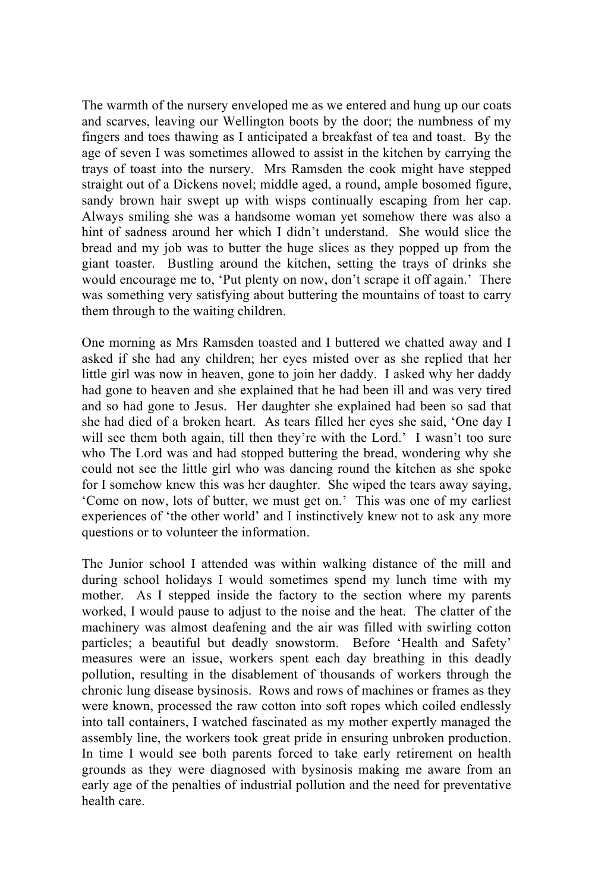The warmth of the nursery enveloped me as we entered and hung up our coats and scarves, leaving our Wellington boots by the door; the numbness of my fingers and toes thawing as I anticipated a breakfast of tea and toast. By the age of seven I was sometimes allowed to assist in the kitchen by carrying the trays of toast into the nursery. Mrs Ramsden the cook might have stepped straight out of a Dickens novel; middle aged, a round, ample bosomed figure, sandy brown hair swept up with wisps continually escaping from her cap. Always smiling she was a handsome woman yet somehow there was also a hint of sadness around her which I didn't understand. She would slice the bread and my job was to butter the huge slices as they popped up from the giant toaster. Bustling around the kitchen, setting the trays of drinks she would encourage me to, 'Put plenty on now, don't scrape it off again.' There was something very satisfying about buttering the mountains of toast to carry them through to the waiting children.

One morning as Mrs Ramsden toasted and I buttered we chatted away and I asked if she had any children; her eyes misted over as she replied that her little girl was now in heaven, gone to join her daddy. I asked why her daddy had gone to heaven and she explained that he had been ill and was very tired and so had gone to Jesus. Her daughter she explained had been so sad that she had died of a broken heart. As tears filled her eyes she said, 'One day I will see them both again, till then they're with the Lord.' I wasn't too sure who The Lord was and had stopped buttering the bread, wondering why she could not see the little girl who was dancing round the kitchen as she spoke for I somehow knew this was her daughter. She wiped the tears away saying, 'Come on now, lots of butter, we must get on.' This was one of my earliest experiences of 'the other world' and I instinctively knew not to ask any more questions or to volunteer the information.

The Junior school I attended was within walking distance of the mill and during school holidays I would sometimes spend my lunch time with my mother. As I stepped inside the factory to the section where my parents worked, I would pause to adjust to the noise and the heat. The clatter of the machinery was almost deafening and the air was filled with swirling cotton particles; a beautiful but deadly snowstorm. Before 'Health and Safety' measures were an issue, workers spent each day breathing in this deadly pollution, resulting in the disablement of thousands of workers through the chronic lung disease bysinosis. Rows and rows of machines or frames as they were known, processed the raw cotton into soft ropes which coiled endlessly into tall containers, I watched fascinated as my mother expertly managed the assembly line, the workers took great pride in ensuring unbroken production. In time I would see both parents forced to take early retirement on health grounds as they were diagnosed with bysinosis making me aware from an early age of the penalties of industrial pollution and the need for preventative health care.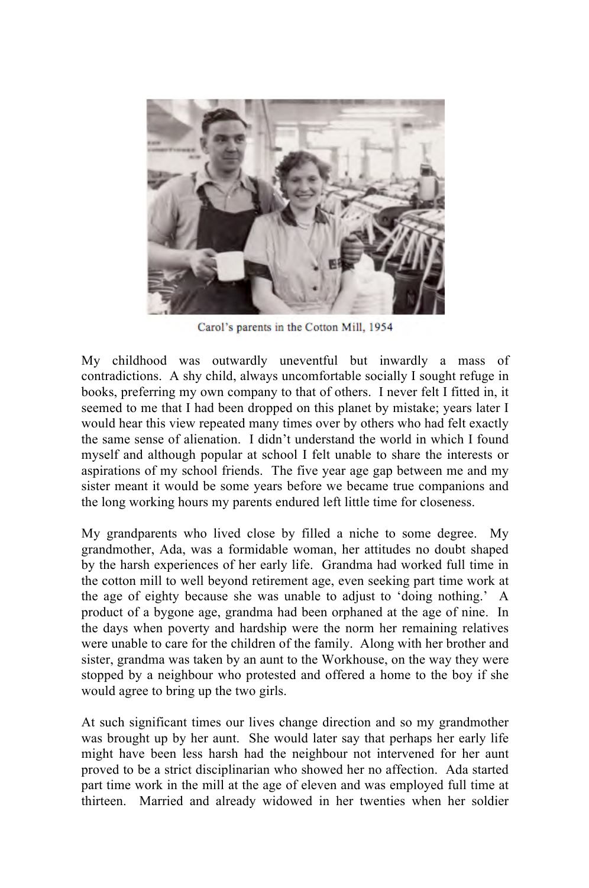Carol's parents in the Cotton Mill, 1954

My childhood was outwardly uneventful but inwardly a mass of contradictions. A shy child, always uncomfortable socially I sought refuge in books, preferring my own company to that of others. I never felt I fitted in, it seemed to me that I had been dropped on this planet by mistake; years later I would hear this view repeated many times over by others who had felt exactly the same sense of alienation. I didn't understand the world in which I found myself and although popular at school I felt unable to share the interests or aspirations of my school friends. The five year age gap between me and my sister meant it would be some years before we became true companions and the long working hours my parents endured left little time for closeness.

My grandparents who lived close by filled a niche to some degree. My grandmother, Ada, was a formidable woman, her attitudes no doubt shaped by the harsh experiences of her early life. Grandma had worked full time in the cotton mill to well beyond retirement age, even seeking part time work at the age of eighty because she was unable to adjust to 'doing nothing.' A product of a bygone age, grandma had been orphaned at the age of nine. In the days when poverty and hardship were the norm her remaining relatives were unable to care for the children of the family. Along with her brother and sister, grandma was taken by an aunt to the Workhouse, on the way they were stopped by a neighbour who protested and offered a home to the boy if she would agree to bring up the two girls.

At such significant times our lives change direction and so my grandmother was brought up by her aunt. She would later say that perhaps her early life might have been less harsh had the neighbour not intervened for her aunt proved to be a strict disciplinarian who showed her no affection. Ada started part time work in the mill at the age of eleven and was employed full time at thirteen. Married and already widowed in her twenties when her soldier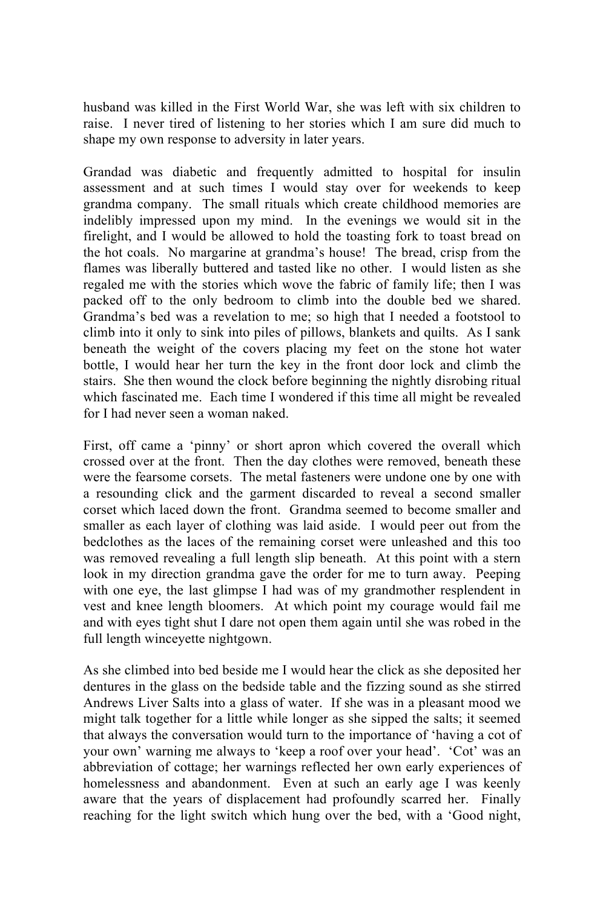husband was killed in the First World War, she was left with six children to raise. I never tired of listening to her stories which I am sure did much to shape my own response to adversity in later years.

Grandad was diabetic and frequently admitted to hospital for insulin assessment and at such times I would stay over for weekends to keep grandma company. The small rituals which create childhood memories are indelibly impressed upon my mind. In the evenings we would sit in the firelight, and I would be allowed to hold the toasting fork to toast bread on the hot coals. No margarine at grandma's house! The bread, crisp from the flames was liberally buttered and tasted like no other. I would listen as she regaled me with the stories which wove the fabric of family life; then I was packed off to the only bedroom to climb into the double bed we shared. Grandma's bed was a revelation to me; so high that I needed a footstool to climb into it only to sink into piles of pillows, blankets and quilts. As I sank beneath the weight of the covers placing my feet on the stone hot water bottle, I would hear her turn the key in the front door lock and climb the stairs. She then wound the clock before beginning the nightly disrobing ritual which fascinated me. Each time I wondered if this time all might be revealed for I had never seen a woman naked.

First, off came a 'pinny' or short apron which covered the overall which crossed over at the front. Then the day clothes were removed, beneath these were the fearsome corsets. The metal fasteners were undone one by one with a resounding click and the garment discarded to reveal a second smaller corset which laced down the front. Grandma seemed to become smaller and smaller as each layer of clothing was laid aside. I would peer out from the bedclothes as the laces of the remaining corset were unleashed and this too was removed revealing a full length slip beneath. At this point with a stern look in my direction grandma gave the order for me to turn away. Peeping with one eye, the last glimpse I had was of my grandmother resplendent in vest and knee length bloomers. At which point my courage would fail me and with eyes tight shut I dare not open them again until she was robed in the full length winceyette nightgown.

As she climbed into bed beside me I would hear the click as she deposited her dentures in the glass on the bedside table and the fizzing sound as she stirred Andrews Liver Salts into a glass of water. If she was in a pleasant mood we might talk together for a little while longer as she sipped the salts; it seemed that always the conversation would turn to the importance of 'having a cot of your own' warning me always to 'keep a roof over your head'. 'Cot' was an abbreviation of cottage; her warnings reflected her own early experiences of homelessness and abandonment. Even at such an early age I was keenly aware that the years of displacement had profoundly scarred her. Finally reaching for the light switch which hung over the bed, with a 'Good night,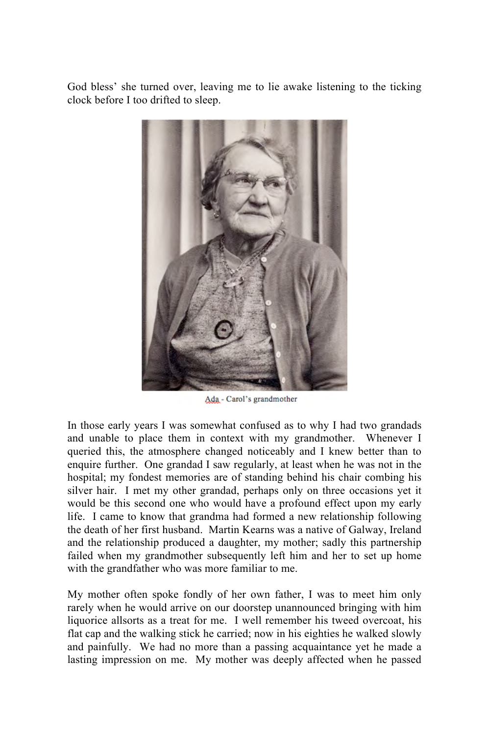God bless' she turned over, leaving me to lie awake listening to the ticking clock before I too drifted to sleep.

Ada - Carol's grandmother

In those early years I was somewhat confused as to why I had two grandads and unable to place them in context with my grandmother. Whenever I queried this, the atmosphere changed noticeably and I knew better than to enquire further. One grandad I saw regularly, at least when he was not in the hospital; my fondest memories are of standing behind his chair combing his silver hair. I met my other grandad, perhaps only on three occasions yet it would be this second one who would have a profound effect upon my early life. I came to know that grandma had formed a new relationship following the death of her first husband. Martin Kearns was a native of Galway, Ireland and the relationship produced a daughter, my mother; sadly this partnership failed when my grandmother subsequently left him and her to set up home with the grandfather who was more familiar to me.

My mother often spoke fondly of her own father, I was to meet him only rarely when he would arrive on our doorstep unannounced bringing with him liquorice allsorts as a treat for me. I well remember his tweed overcoat, his flat cap and the walking stick he carried; now in his eighties he walked slowly and painfully. We had no more than a passing acquaintance yet he made a lasting impression on me. My mother was deeply affected when he passed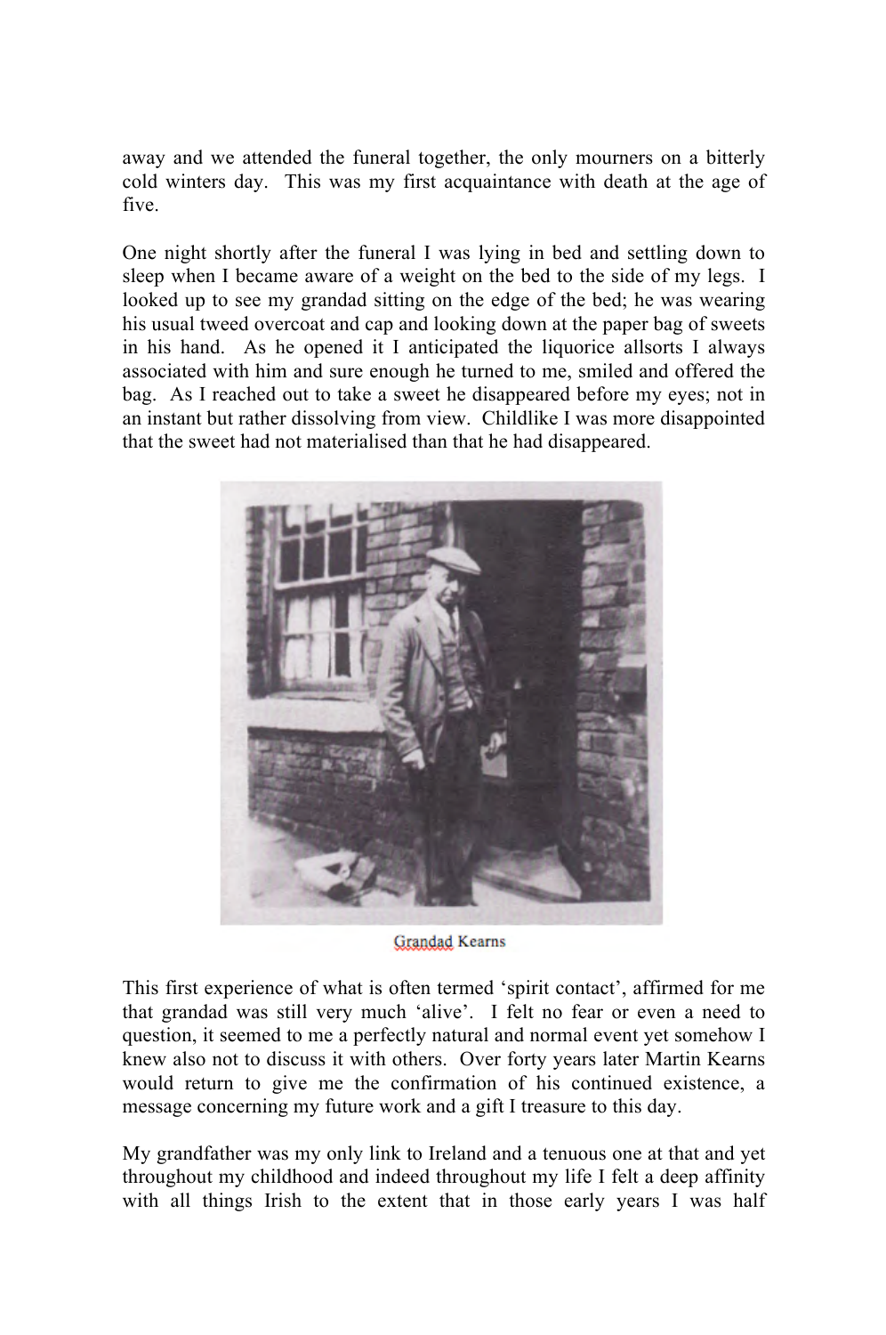away and we attended the funeral together, the only mourners on a bitterly cold winters day. This was my first acquaintance with death at the age of five.

One night shortly after the funeral I was lying in bed and settling down to sleep when I became aware of a weight on the bed to the side of my legs. I looked up to see my grandad sitting on the edge of the bed; he was wearing his usual tweed overcoat and cap and looking down at the paper bag of sweets in his hand. As he opened it I anticipated the liquorice allsorts I always associated with him and sure enough he turned to me, smiled and offered the bag. As I reached out to take a sweet he disappeared before my eyes; not in an instant but rather dissolving from view. Childlike I was more disappointed that the sweet had not materialised than that he had disappeared.

Grandad Kearns

This first experience of what is often termed 'spirit contact', affirmed for me that grandad was still very much 'alive'. I felt no fear or even a need to question, it seemed to me a perfectly natural and normal event yet somehow I knew also not to discuss it with others. Over forty years later Martin Kearns would return to give me the confirmation of his continued existence, a message concerning my future work and a gift I treasure to this day.

My grandfather was my only link to Ireland and a tenuous one at that and yet throughout my childhood and indeed throughout my life I felt a deep affinity with all things Irish to the extent that in those early years I was half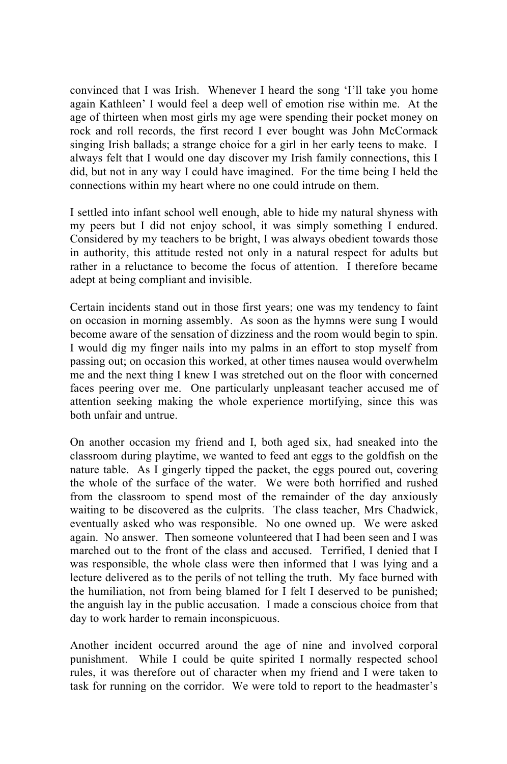convinced that I was Irish. Whenever I heard the song 'I'll take you home again Kathleen' I would feel a deep well of emotion rise within me. At the age of thirteen when most girls my age were spending their pocket money on rock and roll records, the first record I ever bought was John McCormack singing Irish ballads; a strange choice for a girl in her early teens to make. I always felt that I would one day discover my Irish family connections, this I did, but not in any way I could have imagined. For the time being I held the connections within my heart where no one could intrude on them.

I settled into infant school well enough, able to hide my natural shyness with my peers but I did not enjoy school, it was simply something I endured. Considered by my teachers to be bright, I was always obedient towards those in authority, this attitude rested not only in a natural respect for adults but rather in a reluctance to become the focus of attention. I therefore became adept at being compliant and invisible.

Certain incidents stand out in those first years; one was my tendency to faint on occasion in morning assembly. As soon as the hymns were sung I would become aware of the sensation of dizziness and the room would begin to spin. I would dig my finger nails into my palms in an effort to stop myself from passing out; on occasion this worked, at other times nausea would overwhelm me and the next thing I knew I was stretched out on the floor with concerned faces peering over me. One particularly unpleasant teacher accused me of attention seeking making the whole experience mortifying, since this was both unfair and untrue.

On another occasion my friend and I, both aged six, had sneaked into the classroom during playtime, we wanted to feed ant eggs to the goldfish on the nature table. As I gingerly tipped the packet, the eggs poured out, covering the whole of the surface of the water. We were both horrified and rushed from the classroom to spend most of the remainder of the day anxiously waiting to be discovered as the culprits. The class teacher, Mrs Chadwick, eventually asked who was responsible. No one owned up. We were asked again. No answer. Then someone volunteered that I had been seen and I was marched out to the front of the class and accused. Terrified, I denied that I was responsible, the whole class were then informed that I was lying and a lecture delivered as to the perils of not telling the truth. My face burned with the humiliation, not from being blamed for I felt I deserved to be punished; the anguish lay in the public accusation. I made a conscious choice from that day to work harder to remain inconspicuous.

Another incident occurred around the age of nine and involved corporal punishment. While I could be quite spirited I normally respected school rules, it was therefore out of character when my friend and I were taken to task for running on the corridor. We were told to report to the headmaster's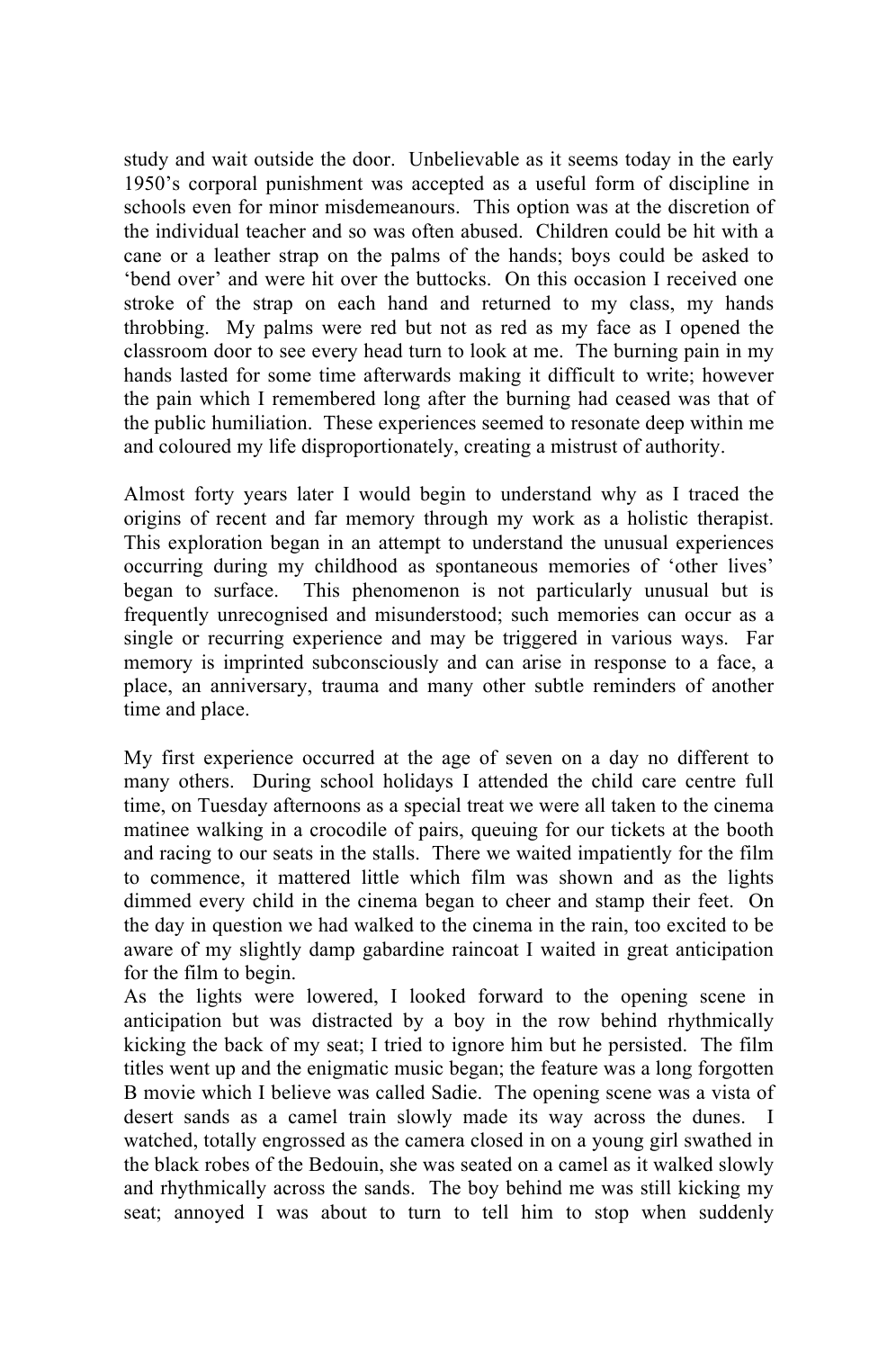study and wait outside the door. Unbelievable as it seems today in the early 1950's corporal punishment was accepted as a useful form of discipline in schools even for minor misdemeanours. This option was at the discretion of the individual teacher and so was often abused. Children could be hit with a cane or a leather strap on the palms of the hands; boys could be asked to 'bend over' and were hit over the buttocks. On this occasion I received one stroke of the strap on each hand and returned to my class, my hands throbbing. My palms were red but not as red as my face as I opened the classroom door to see every head turn to look at me. The burning pain in my hands lasted for some time afterwards making it difficult to write; however the pain which I remembered long after the burning had ceased was that of the public humiliation. These experiences seemed to resonate deep within me and coloured my life disproportionately, creating a mistrust of authority.

Almost forty years later I would begin to understand why as I traced the origins of recent and far memory through my work as a holistic therapist. This exploration began in an attempt to understand the unusual experiences occurring during my childhood as spontaneous memories of 'other lives' began to surface. This phenomenon is not particularly unusual but is frequently unrecognised and misunderstood; such memories can occur as a single or recurring experience and may be triggered in various ways. Far memory is imprinted subconsciously and can arise in response to a face, a place, an anniversary, trauma and many other subtle reminders of another time and place.

My first experience occurred at the age of seven on a day no different to many others. During school holidays I attended the child care centre full time, on Tuesday afternoons as a special treat we were all taken to the cinema matinee walking in a crocodile of pairs, queuing for our tickets at the booth and racing to our seats in the stalls. There we waited impatiently for the film to commence, it mattered little which film was shown and as the lights dimmed every child in the cinema began to cheer and stamp their feet. On the day in question we had walked to the cinema in the rain, too excited to be aware of my slightly damp gabardine raincoat I waited in great anticipation for the film to begin.

As the lights were lowered, I looked forward to the opening scene in anticipation but was distracted by a boy in the row behind rhythmically kicking the back of my seat; I tried to ignore him but he persisted. The film titles went up and the enigmatic music began; the feature was a long forgotten B movie which I believe was called Sadie. The opening scene was a vista of desert sands as a camel train slowly made its way across the dunes. I watched, totally engrossed as the camera closed in on a young girl swathed in the black robes of the Bedouin, she was seated on a camel as it walked slowly and rhythmically across the sands. The boy behind me was still kicking my seat; annoyed I was about to turn to tell him to stop when suddenly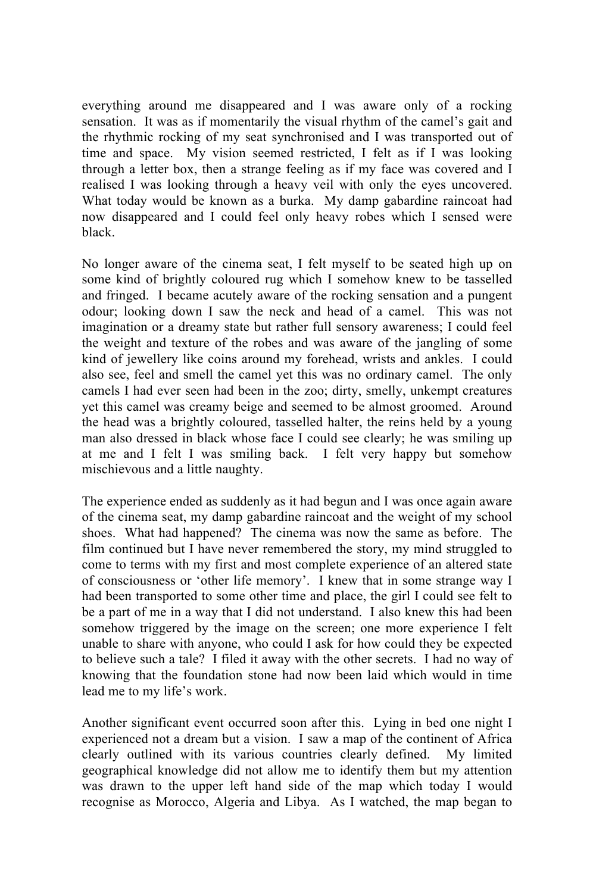everything around me disappeared and I was aware only of a rocking sensation. It was as if momentarily the visual rhythm of the camel's gait and the rhythmic rocking of my seat synchronised and I was transported out of time and space. My vision seemed restricted, I felt as if I was looking through a letter box, then a strange feeling as if my face was covered and I realised I was looking through a heavy veil with only the eyes uncovered. What today would be known as a burka. My damp gabardine raincoat had now disappeared and I could feel only heavy robes which I sensed were black.

No longer aware of the cinema seat, I felt myself to be seated high up on some kind of brightly coloured rug which I somehow knew to be tasselled and fringed. I became acutely aware of the rocking sensation and a pungent odour; looking down I saw the neck and head of a camel. This was not imagination or a dreamy state but rather full sensory awareness; I could feel the weight and texture of the robes and was aware of the jangling of some kind of jewellery like coins around my forehead, wrists and ankles. I could also see, feel and smell the camel yet this was no ordinary camel. The only camels I had ever seen had been in the zoo; dirty, smelly, unkempt creatures yet this camel was creamy beige and seemed to be almost groomed. Around the head was a brightly coloured, tasselled halter, the reins held by a young man also dressed in black whose face I could see clearly; he was smiling up at me and I felt I was smiling back. I felt very happy but somehow mischievous and a little naughty.

The experience ended as suddenly as it had begun and I was once again aware of the cinema seat, my damp gabardine raincoat and the weight of my school shoes. What had happened? The cinema was now the same as before. The film continued but I have never remembered the story, my mind struggled to come to terms with my first and most complete experience of an altered state of consciousness or 'other life memory'. I knew that in some strange way I had been transported to some other time and place, the girl I could see felt to be a part of me in a way that I did not understand. I also knew this had been somehow triggered by the image on the screen; one more experience I felt unable to share with anyone, who could I ask for how could they be expected to believe such a tale? I filed it away with the other secrets. I had no way of knowing that the foundation stone had now been laid which would in time lead me to my life's work.

Another significant event occurred soon after this. Lying in bed one night I experienced not a dream but a vision. I saw a map of the continent of Africa clearly outlined with its various countries clearly defined. My limited geographical knowledge did not allow me to identify them but my attention was drawn to the upper left hand side of the map which today I would recognise as Morocco, Algeria and Libya. As I watched, the map began to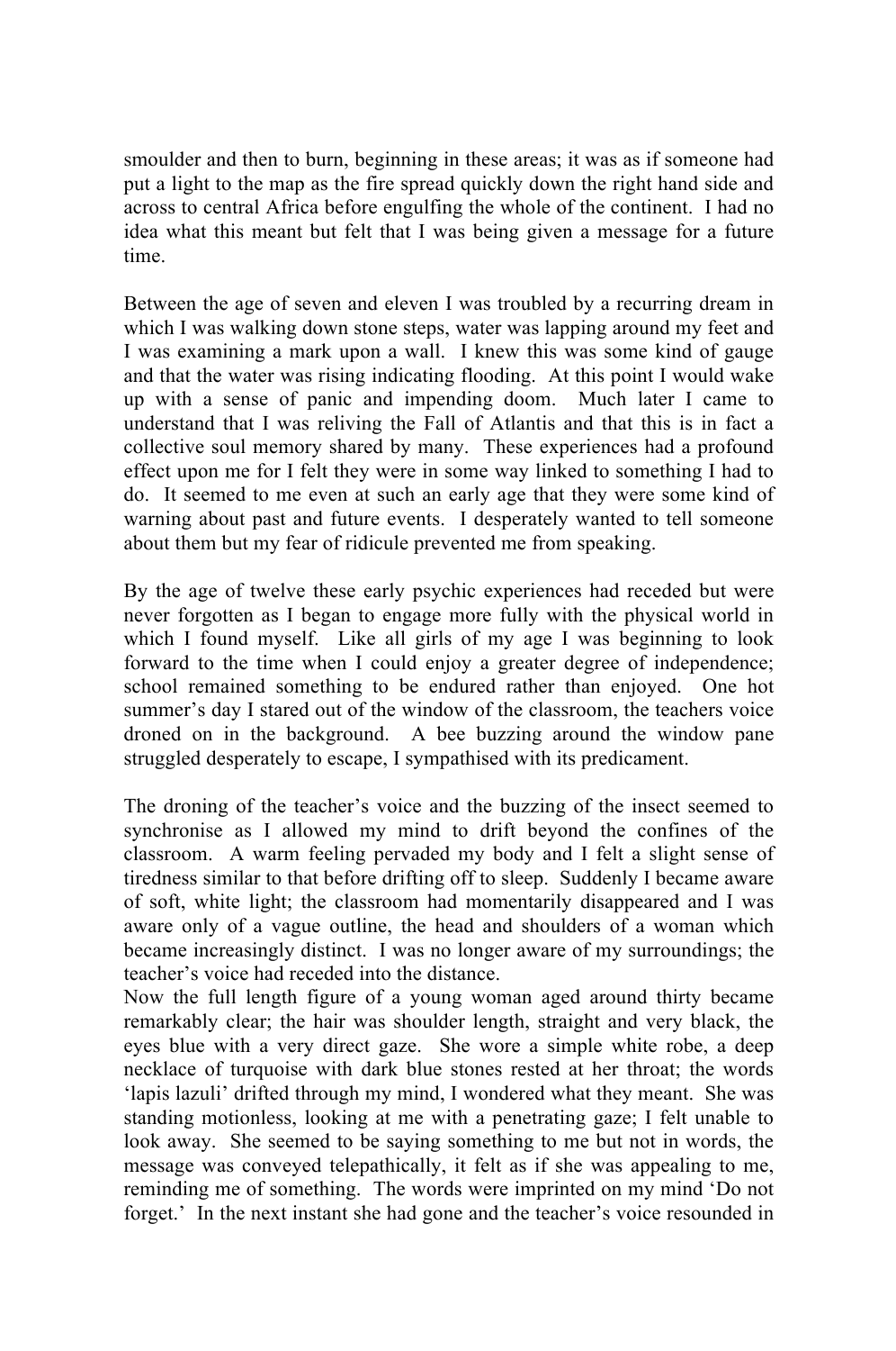smoulder and then to burn, beginning in these areas; it was as if someone had put a light to the map as the fire spread quickly down the right hand side and across to central Africa before engulfing the whole of the continent. I had no idea what this meant but felt that I was being given a message for a future time.

Between the age of seven and eleven I was troubled by a recurring dream in which I was walking down stone steps, water was lapping around my feet and I was examining a mark upon a wall. I knew this was some kind of gauge and that the water was rising indicating flooding. At this point I would wake up with a sense of panic and impending doom. Much later I came to understand that I was reliving the Fall of Atlantis and that this is in fact a collective soul memory shared by many. These experiences had a profound effect upon me for I felt they were in some way linked to something I had to do. It seemed to me even at such an early age that they were some kind of warning about past and future events. I desperately wanted to tell someone about them but my fear of ridicule prevented me from speaking.

By the age of twelve these early psychic experiences had receded but were never forgotten as I began to engage more fully with the physical world in which I found myself. Like all girls of my age I was beginning to look forward to the time when I could enjoy a greater degree of independence; school remained something to be endured rather than enjoyed. One hot summer's day I stared out of the window of the classroom, the teachers voice droned on in the background. A bee buzzing around the window pane struggled desperately to escape, I sympathised with its predicament.

The droning of the teacher's voice and the buzzing of the insect seemed to synchronise as I allowed my mind to drift beyond the confines of the classroom. A warm feeling pervaded my body and I felt a slight sense of tiredness similar to that before drifting off to sleep. Suddenly I became aware of soft, white light; the classroom had momentarily disappeared and I was aware only of a vague outline, the head and shoulders of a woman which became increasingly distinct. I was no longer aware of my surroundings; the teacher's voice had receded into the distance.

Now the full length figure of a young woman aged around thirty became remarkably clear; the hair was shoulder length, straight and very black, the eyes blue with a very direct gaze. She wore a simple white robe, a deep necklace of turquoise with dark blue stones rested at her throat; the words 'lapis lazuli' drifted through my mind, I wondered what they meant. She was standing motionless, looking at me with a penetrating gaze; I felt unable to look away. She seemed to be saying something to me but not in words, the message was conveyed telepathically, it felt as if she was appealing to me, reminding me of something. The words were imprinted on my mind 'Do not forget.' In the next instant she had gone and the teacher's voice resounded in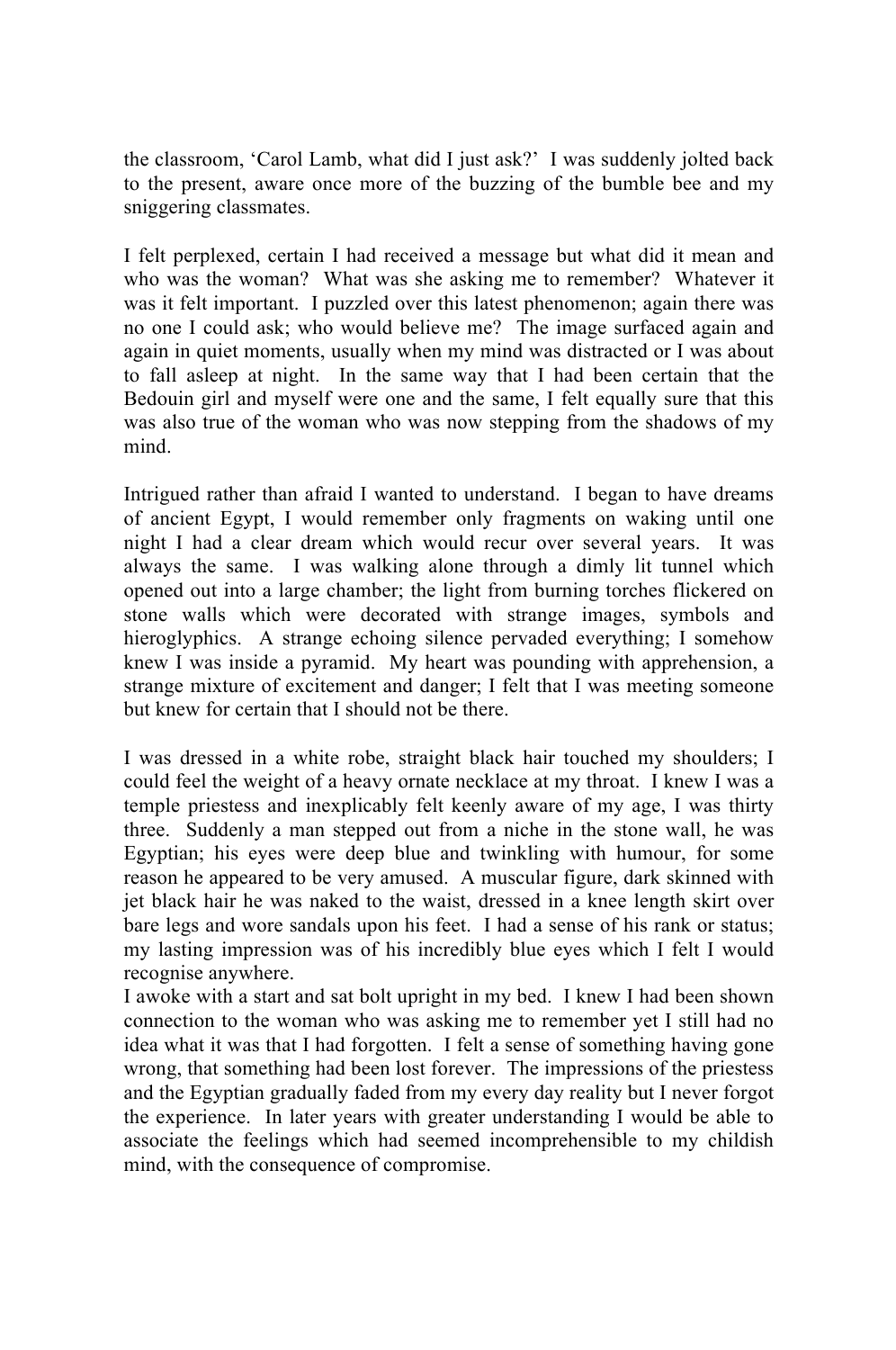the classroom, 'Carol Lamb, what did I just ask?' I was suddenly jolted back to the present, aware once more of the buzzing of the bumble bee and my sniggering classmates.

I felt perplexed, certain I had received a message but what did it mean and who was the woman? What was she asking me to remember? Whatever it was it felt important. I puzzled over this latest phenomenon; again there was no one I could ask; who would believe me? The image surfaced again and again in quiet moments, usually when my mind was distracted or I was about to fall asleep at night. In the same way that I had been certain that the Bedouin girl and myself were one and the same, I felt equally sure that this was also true of the woman who was now stepping from the shadows of my mind.

Intrigued rather than afraid I wanted to understand. I began to have dreams of ancient Egypt, I would remember only fragments on waking until one night I had a clear dream which would recur over several years. It was always the same. I was walking alone through a dimly lit tunnel which opened out into a large chamber; the light from burning torches flickered on stone walls which were decorated with strange images, symbols and hieroglyphics. A strange echoing silence pervaded everything; I somehow knew I was inside a pyramid. My heart was pounding with apprehension, a strange mixture of excitement and danger; I felt that I was meeting someone but knew for certain that I should not be there.

I was dressed in a white robe, straight black hair touched my shoulders; I could feel the weight of a heavy ornate necklace at my throat. I knew I was a temple priestess and inexplicably felt keenly aware of my age, I was thirty three. Suddenly a man stepped out from a niche in the stone wall, he was Egyptian; his eyes were deep blue and twinkling with humour, for some reason he appeared to be very amused. A muscular figure, dark skinned with jet black hair he was naked to the waist, dressed in a knee length skirt over bare legs and wore sandals upon his feet. I had a sense of his rank or status; my lasting impression was of his incredibly blue eyes which I felt I would recognise anywhere.

I awoke with a start and sat bolt upright in my bed. I knew I had been shown connection to the woman who was asking me to remember yet I still had no idea what it was that I had forgotten. I felt a sense of something having gone wrong, that something had been lost forever. The impressions of the priestess and the Egyptian gradually faded from my every day reality but I never forgot the experience. In later years with greater understanding I would be able to associate the feelings which had seemed incomprehensible to my childish mind, with the consequence of compromise.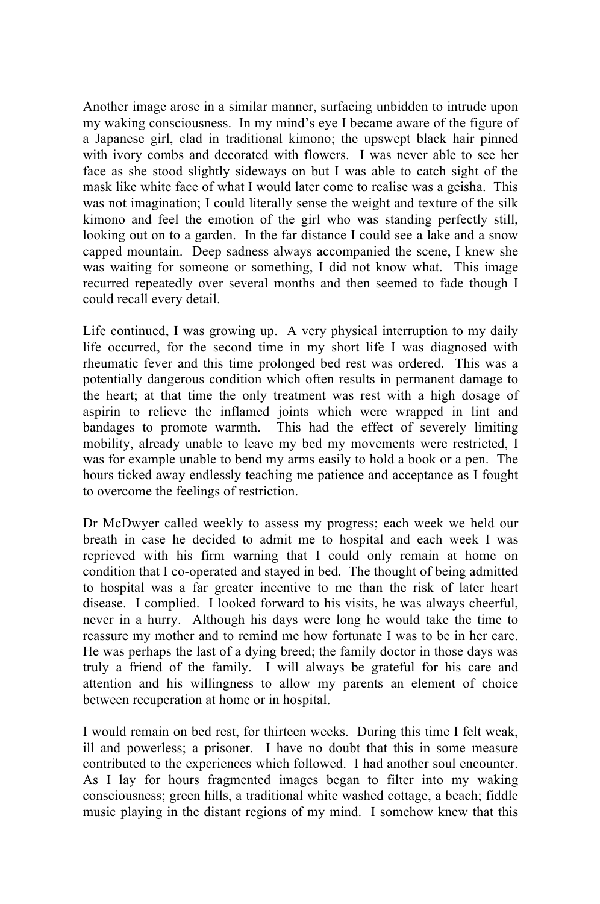Another image arose in a similar manner, surfacing unbidden to intrude upon my waking consciousness. In my mind's eye I became aware of the figure of a Japanese girl, clad in traditional kimono; the upswept black hair pinned with ivory combs and decorated with flowers. I was never able to see her face as she stood slightly sideways on but I was able to catch sight of the mask like white face of what I would later come to realise was a geisha. This was not imagination; I could literally sense the weight and texture of the silk kimono and feel the emotion of the girl who was standing perfectly still, looking out on to a garden. In the far distance I could see a lake and a snow capped mountain. Deep sadness always accompanied the scene, I knew she was waiting for someone or something, I did not know what. This image recurred repeatedly over several months and then seemed to fade though I could recall every detail.

Life continued, I was growing up. A very physical interruption to my daily life occurred, for the second time in my short life I was diagnosed with rheumatic fever and this time prolonged bed rest was ordered. This was a potentially dangerous condition which often results in permanent damage to the heart; at that time the only treatment was rest with a high dosage of aspirin to relieve the inflamed joints which were wrapped in lint and bandages to promote warmth. This had the effect of severely limiting mobility, already unable to leave my bed my movements were restricted, I was for example unable to bend my arms easily to hold a book or a pen. The hours ticked away endlessly teaching me patience and acceptance as I fought to overcome the feelings of restriction.

Dr McDwyer called weekly to assess my progress; each week we held our breath in case he decided to admit me to hospital and each week I was reprieved with his firm warning that I could only remain at home on condition that I co-operated and stayed in bed. The thought of being admitted to hospital was a far greater incentive to me than the risk of later heart disease. I complied. I looked forward to his visits, he was always cheerful, never in a hurry. Although his days were long he would take the time to reassure my mother and to remind me how fortunate I was to be in her care. He was perhaps the last of a dying breed; the family doctor in those days was truly a friend of the family. I will always be grateful for his care and attention and his willingness to allow my parents an element of choice between recuperation at home or in hospital.

I would remain on bed rest, for thirteen weeks. During this time I felt weak, ill and powerless; a prisoner. I have no doubt that this in some measure contributed to the experiences which followed. I had another soul encounter. As I lay for hours fragmented images began to filter into my waking consciousness; green hills, a traditional white washed cottage, a beach; fiddle music playing in the distant regions of my mind. I somehow knew that this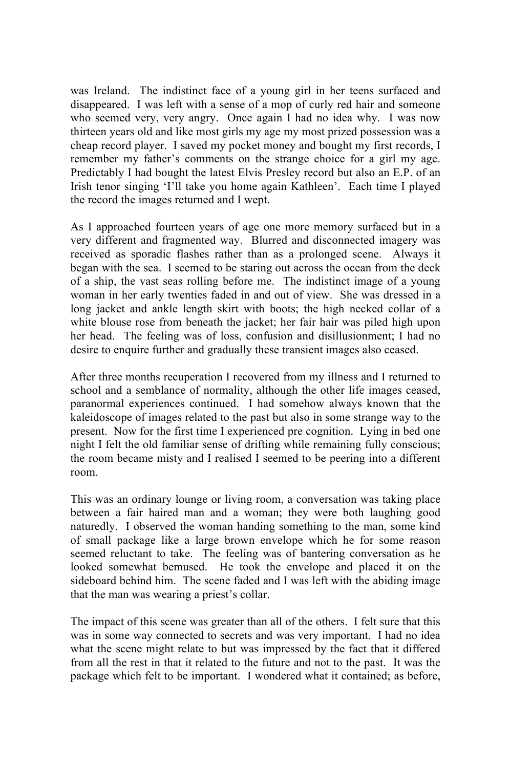was Ireland. The indistinct face of a young girl in her teens surfaced and disappeared. I was left with a sense of a mop of curly red hair and someone who seemed very, very angry. Once again I had no idea why. I was now thirteen years old and like most girls my age my most prized possession was a cheap record player. I saved my pocket money and bought my first records, I remember my father's comments on the strange choice for a girl my age. Predictably I had bought the latest Elvis Presley record but also an E.P. of an Irish tenor singing 'I'll take you home again Kathleen'. Each time I played the record the images returned and I wept.

As I approached fourteen years of age one more memory surfaced but in a very different and fragmented way. Blurred and disconnected imagery was received as sporadic flashes rather than as a prolonged scene. Always it began with the sea. I seemed to be staring out across the ocean from the deck of a ship, the vast seas rolling before me. The indistinct image of a young woman in her early twenties faded in and out of view. She was dressed in a long jacket and ankle length skirt with boots; the high necked collar of a white blouse rose from beneath the jacket; her fair hair was piled high upon her head. The feeling was of loss, confusion and disillusionment; I had no desire to enquire further and gradually these transient images also ceased.

After three months recuperation I recovered from my illness and I returned to school and a semblance of normality, although the other life images ceased, paranormal experiences continued. I had somehow always known that the kaleidoscope of images related to the past but also in some strange way to the present. Now for the first time I experienced pre cognition. Lying in bed one night I felt the old familiar sense of drifting while remaining fully conscious; the room became misty and I realised I seemed to be peering into a different room.

This was an ordinary lounge or living room, a conversation was taking place between a fair haired man and a woman; they were both laughing good naturedly. I observed the woman handing something to the man, some kind of small package like a large brown envelope which he for some reason seemed reluctant to take. The feeling was of bantering conversation as he looked somewhat bemused. He took the envelope and placed it on the sideboard behind him. The scene faded and I was left with the abiding image that the man was wearing a priest's collar.

The impact of this scene was greater than all of the others. I felt sure that this was in some way connected to secrets and was very important. I had no idea what the scene might relate to but was impressed by the fact that it differed from all the rest in that it related to the future and not to the past. It was the package which felt to be important. I wondered what it contained; as before,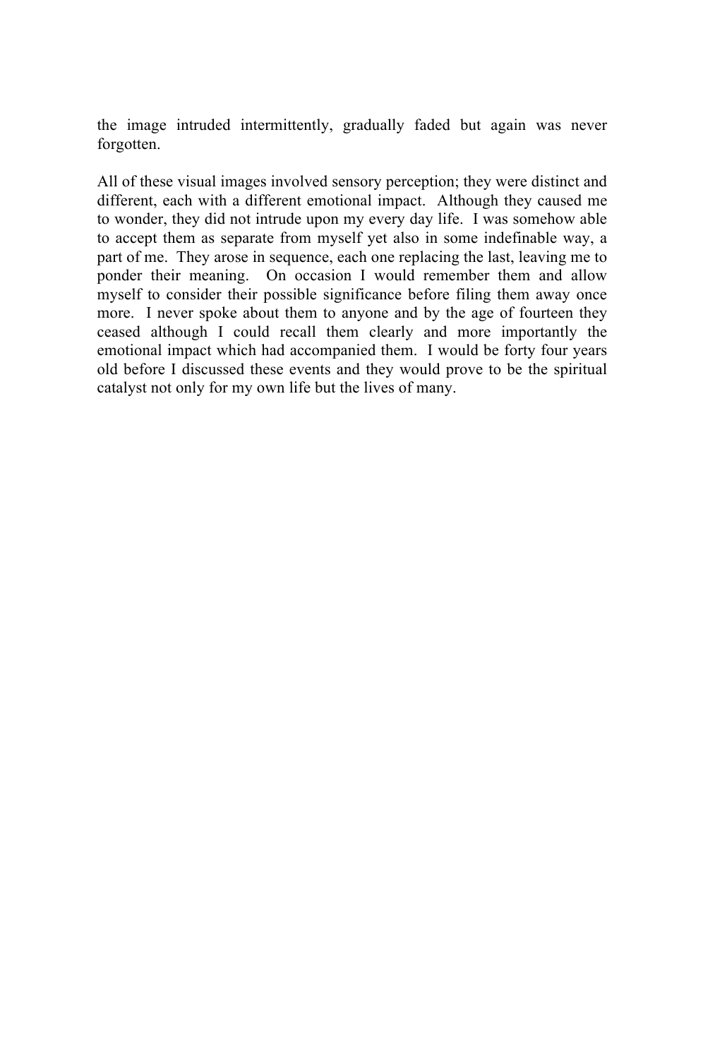the image intruded intermittently, gradually faded but again was never forgotten.

All of these visual images involved sensory perception; they were distinct and different, each with a different emotional impact. Although they caused me to wonder, they did not intrude upon my every day life. I was somehow able to accept them as separate from myself yet also in some indefinable way, a part of me. They arose in sequence, each one replacing the last, leaving me to ponder their meaning. On occasion I would remember them and allow myself to consider their possible significance before filing them away once more. I never spoke about them to anyone and by the age of fourteen they ceased although I could recall them clearly and more importantly the emotional impact which had accompanied them. I would be forty four years old before I discussed these events and they would prove to be the spiritual catalyst not only for my own life but the lives of many.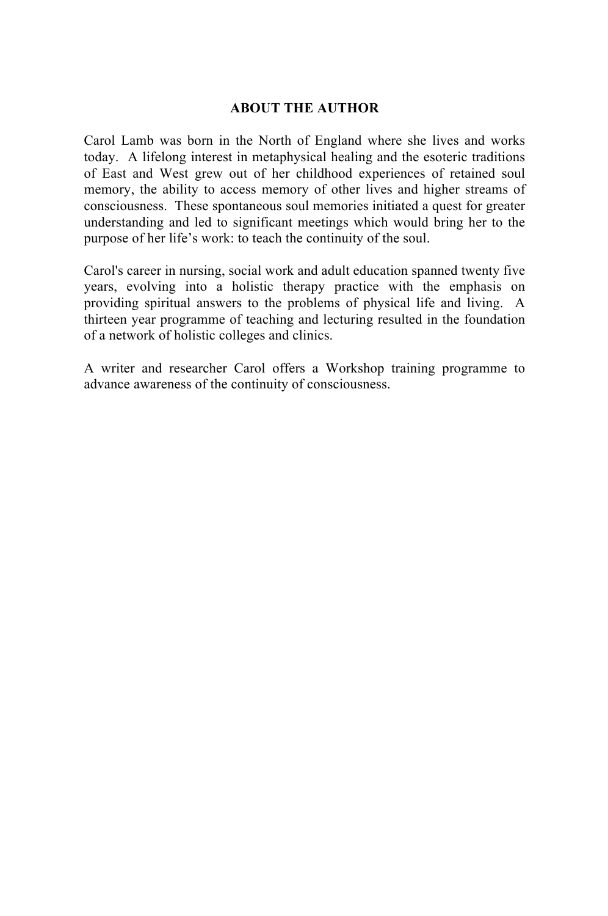## ABOUT THE AUTHOR

Carol Lamb was born in the North of England where she lives and works today. A lifelong interest in metaphysical healing and the esoteric traditions of East and West grew out of her childhood experiences of retained soul memory, the ability to access memory of other lives and higher streams of consciousness. These spontaneous soul memories initiated a quest for greater understanding and led to significant meetings which would bring her to the purpose of her life's work: to teach the continuity of the soul.

Carol's career in nursing, social work and adult education spanned twenty five years, evolving into a holistic therapy practice with the emphasis on providing spiritual answers to the problems of physical life and living. A thirteen year programme of teaching and lecturing resulted in the foundation of a network of holistic colleges and clinics.

A writer and researcher Carol offers a Workshop training programme to advance awareness of the continuity of consciousness.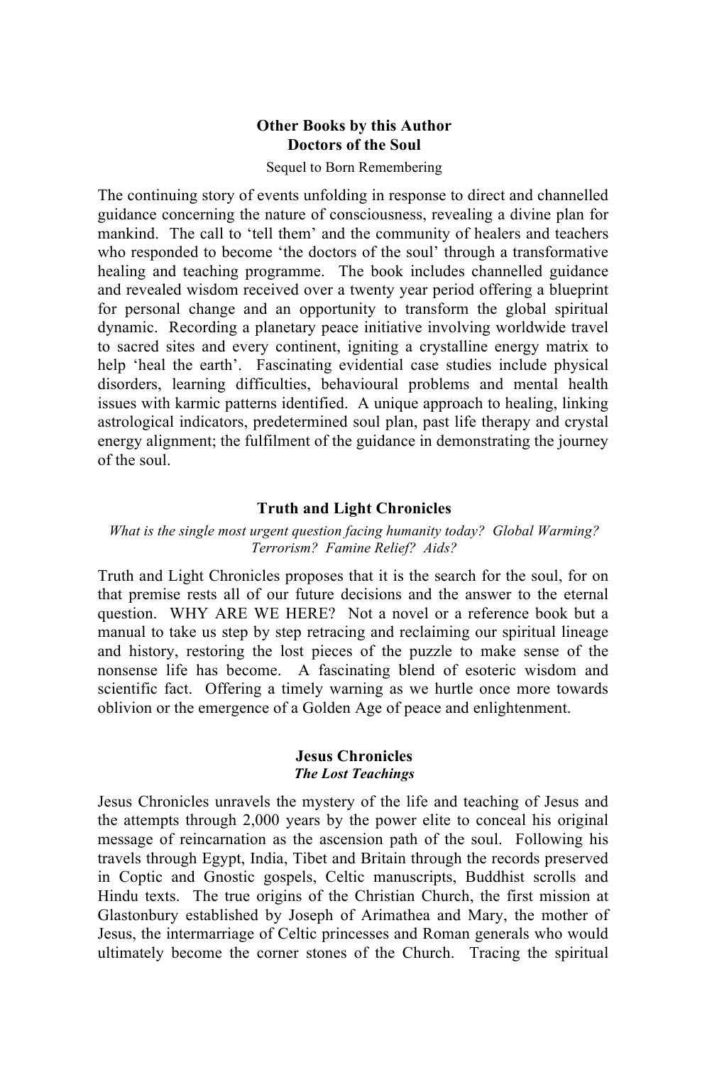## Other Books by this Author

## Doctors of the Soul

Sequel to Born Remembering

The continuing story of events unfolding in response to direct and channelled guidance concerning the nature of consciousness, revealing a divine plan for mankind. The call to 'tell them' and the community of healers and teachers who responded to become 'the doctors of the soul' through a transformative healing and teaching programme. The book includes channelled guidance and revealed wisdom received over a twenty year period offering a blueprint for personal change and an opportunity to transform the global spiritual dynamic. Recording a planetary peace initiative involving worldwide travel to sacred sites and every continent, igniting a crystalline energy matrix to help 'heal the earth'. Fascinating evidential case studies include physical disorders, learning difficulties, behavioural problems and mental health issues with karmic patterns identified. A unique approach to healing, linking astrological indicators, predetermined soul plan, past life therapy and crystal energy alignment; the fulfilment of the guidance in demonstrating the journey of the soul.

## Truth and Light Chronicles

*What is the single most urgent question facing humanity today? Global Warming? Terrorism? Famine Relief? Aids?*

Truth and Light Chronicles proposes that it is the search for the soul, for on that premise rests all of our future decisions and the answer to the eternal question. WHY ARE WE HERE? Not a novel or a reference book but a manual to take us step by step retracing and reclaiming our spiritual lineage and history, restoring the lost pieces of the puzzle to make sense of the nonsense life has become. A fascinating blend of esoteric wisdom and scientific fact. Offering a timely warning as we hurtle once more towards oblivion or the emergence of a Golden Age of peace and enlightenment.

## Jesus Chronicles

***The Lost Teachings***

Jesus Chronicles unravels the mystery of the life and teaching of Jesus and the attempts through 2,000 years by the power elite to conceal his original message of reincarnation as the ascension path of the soul. Following his travels through Egypt, India, Tibet and Britain through the records preserved in Coptic and Gnostic gospels, Celtic manuscripts, Buddhist scrolls and Hindu texts. The true origins of the Christian Church, the first mission at Glastonbury established by Joseph of Arimathea and Mary, the mother of Jesus, the intermarriage of Celtic princesses and Roman generals who would ultimately become the corner stones of the Church. Tracing the spiritual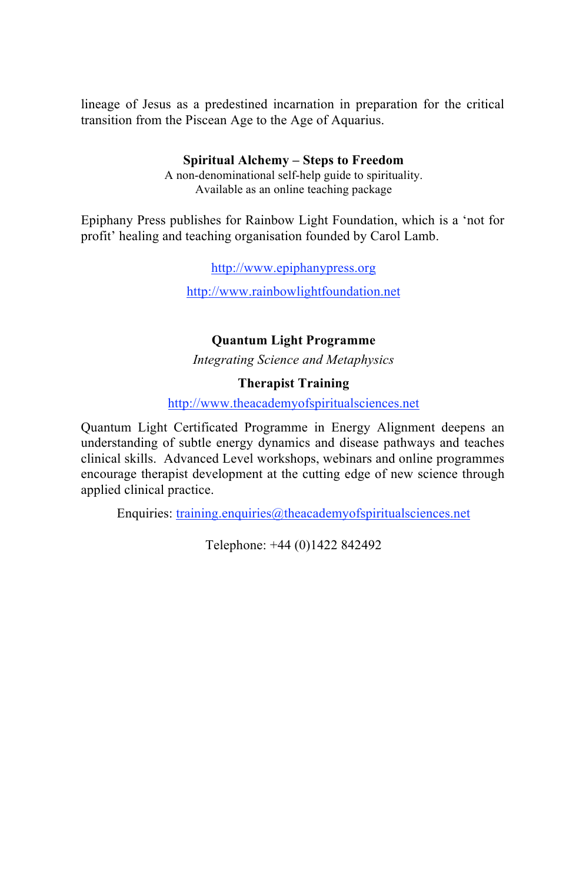lineage of Jesus as a predestined incarnation in preparation for the critical transition from the Piscean Age to the Age of Aquarius.

**Spiritual Alchemy – Steps to Freedom**

A non-denominational self-help guide to spirituality.
Available as an online teaching package

Epiphany Press publishes for Rainbow Light Foundation, which is a 'not for profit' healing and teaching organisation founded by Carol Lamb.

http://www.epiphanypress.org

http://www.rainbowlightfoundation.net

**Quantum Light Programme**

*Integrating Science and Metaphysics*

**Therapist Training**

http://www.theacademyofspiritualsciences.net

Quantum Light Certificated Programme in Energy Alignment deepens an understanding of subtle energy dynamics and disease pathways and teaches clinical skills. Advanced Level workshops, webinars and online programmes encourage therapist development at the cutting edge of new science through applied clinical practice.

Enquiries: training.enquiries@theacademyofspiritualsciences.net

Telephone: +44 (0)1422 842492